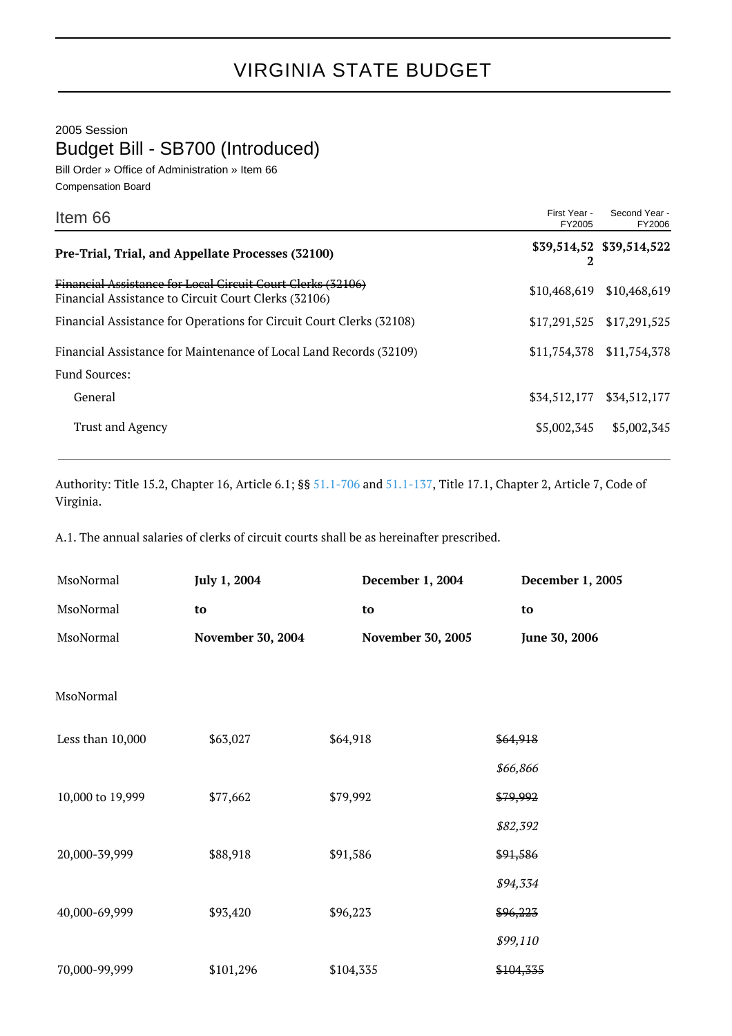# VIRGINIA STATE BUDGET

2005 Session

## Budget Bill - SB700 (Introduced)

Bill Order » Office of Administration » Item 66

Compensation Board

| Item 66 | First Year - FY2005 | Second Year - FY2006 |
|---|---|---|
| **Pre-Trial, Trial, and Appellate Processes (32100)** | **$39,514,522** | **$39,514,522** |
| ~~Financial Assistance for Local Circuit Court Clerks (32106)~~ Financial Assistance to Circuit Court Clerks (32106) | $10,468,619 | $10,468,619 |
| Financial Assistance for Operations for Circuit Court Clerks (32108) | $17,291,525 | $17,291,525 |
| Financial Assistance for Maintenance of Local Land Records (32109) | $11,754,378 | $11,754,378 |
| Fund Sources: | | |
| General | $34,512,177 | $34,512,177 |
| Trust and Agency | $5,002,345 | $5,002,345 |

Authority: Title 15.2, Chapter 16, Article 6.1; §§ 51.1-706 and 51.1-137, Title 17.1, Chapter 2, Article 7, Code of Virginia.

A.1. The annual salaries of clerks of circuit courts shall be as hereinafter prescribed.

| MsoNormal | **July 1, 2004** | **December 1, 2004** | **December 1, 2005** |
|---|---|---|---|
| MsoNormal | **to** | **to** | **to** |
| MsoNormal | **November 30, 2004** | **November 30, 2005** | **June 30, 2006** |
| MsoNormal | | | |
| Less than 10,000 | $63,027 | $64,918 | ~~$64,918~~ *$66,866* |
| 10,000 to 19,999 | $77,662 | $79,992 | ~~$79,992~~ *$82,392* |
| 20,000-39,999 | $88,918 | $91,586 | ~~$91,586~~ *$94,334* |
| 40,000-69,999 | $93,420 | $96,223 | ~~$96,223~~ *$99,110* |
| 70,000-99,999 | $101,296 | $104,335 | ~~$104,335~~ |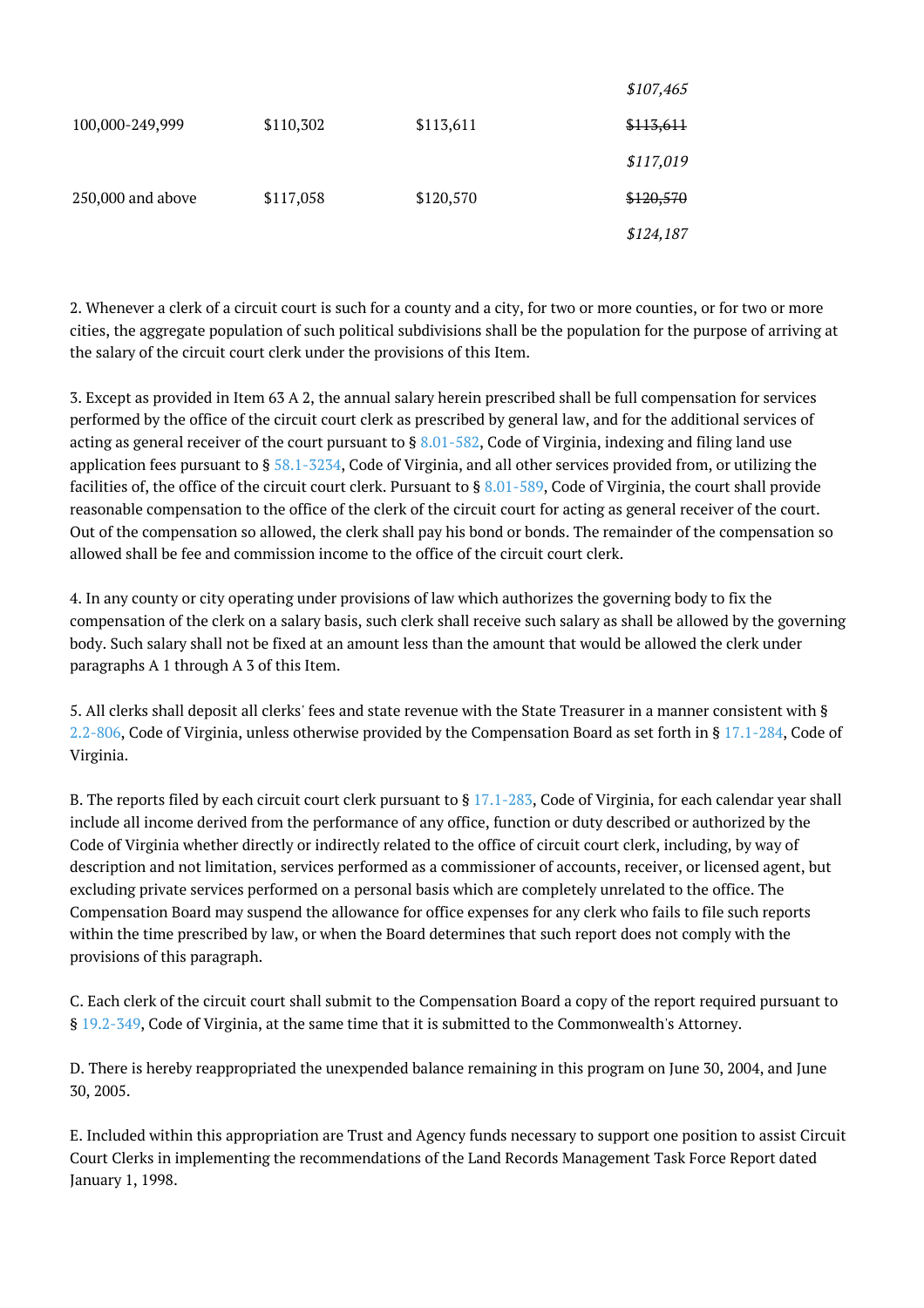| | | | |
|---|---|---|---|
| | | | *$107,465* |
| 100,000-249,999 | $110,302 | $113,611 | ~~$113,611~~ |
| | | | *$117,019* |
| 250,000 and above | $117,058 | $120,570 | ~~$120,570~~ |
| | | | *$124,187* |

2. Whenever a clerk of a circuit court is such for a county and a city, for two or more counties, or for two or more cities, the aggregate population of such political subdivisions shall be the population for the purpose of arriving at the salary of the circuit court clerk under the provisions of this Item.

3. Except as provided in Item 63 A 2, the annual salary herein prescribed shall be full compensation for services performed by the office of the circuit court clerk as prescribed by general law, and for the additional services of acting as general receiver of the court pursuant to § 8.01-582, Code of Virginia, indexing and filing land use application fees pursuant to § 58.1-3234, Code of Virginia, and all other services provided from, or utilizing the facilities of, the office of the circuit court clerk. Pursuant to § 8.01-589, Code of Virginia, the court shall provide reasonable compensation to the office of the clerk of the circuit court for acting as general receiver of the court. Out of the compensation so allowed, the clerk shall pay his bond or bonds. The remainder of the compensation so allowed shall be fee and commission income to the office of the circuit court clerk.

4. In any county or city operating under provisions of law which authorizes the governing body to fix the compensation of the clerk on a salary basis, such clerk shall receive such salary as shall be allowed by the governing body. Such salary shall not be fixed at an amount less than the amount that would be allowed the clerk under paragraphs A 1 through A 3 of this Item.

5. All clerks shall deposit all clerks' fees and state revenue with the State Treasurer in a manner consistent with § 2.2-806, Code of Virginia, unless otherwise provided by the Compensation Board as set forth in § 17.1-284, Code of Virginia.

B. The reports filed by each circuit court clerk pursuant to § 17.1-283, Code of Virginia, for each calendar year shall include all income derived from the performance of any office, function or duty described or authorized by the Code of Virginia whether directly or indirectly related to the office of circuit court clerk, including, by way of description and not limitation, services performed as a commissioner of accounts, receiver, or licensed agent, but excluding private services performed on a personal basis which are completely unrelated to the office. The Compensation Board may suspend the allowance for office expenses for any clerk who fails to file such reports within the time prescribed by law, or when the Board determines that such report does not comply with the provisions of this paragraph.

C. Each clerk of the circuit court shall submit to the Compensation Board a copy of the report required pursuant to § 19.2-349, Code of Virginia, at the same time that it is submitted to the Commonwealth's Attorney.

D. There is hereby reappropriated the unexpended balance remaining in this program on June 30, 2004, and June 30, 2005.

E. Included within this appropriation are Trust and Agency funds necessary to support one position to assist Circuit Court Clerks in implementing the recommendations of the Land Records Management Task Force Report dated January 1, 1998.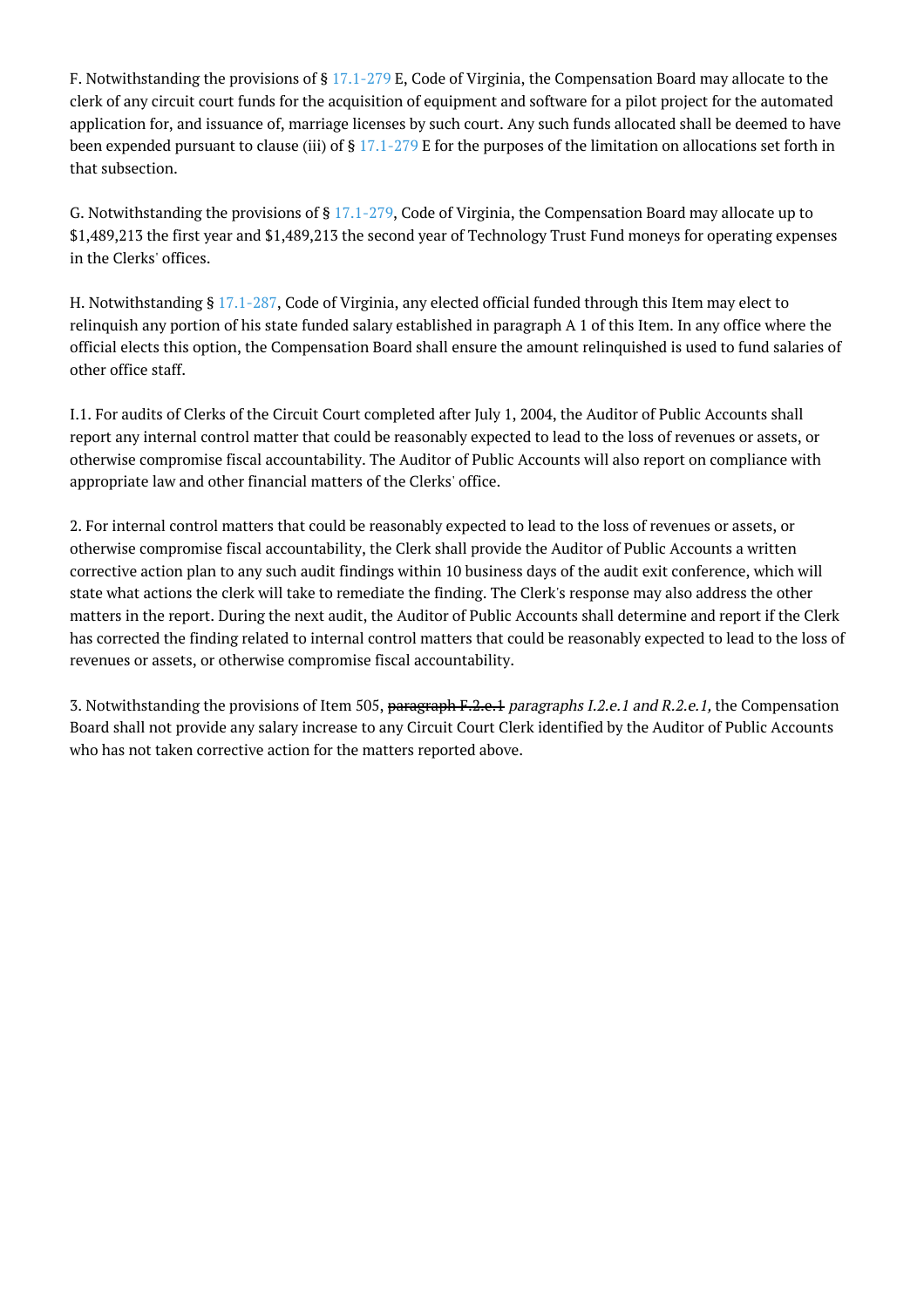F. Notwithstanding the provisions of § 17.1-279 E, Code of Virginia, the Compensation Board may allocate to the clerk of any circuit court funds for the acquisition of equipment and software for a pilot project for the automated application for, and issuance of, marriage licenses by such court. Any such funds allocated shall be deemed to have been expended pursuant to clause (iii) of § 17.1-279 E for the purposes of the limitation on allocations set forth in that subsection.

G. Notwithstanding the provisions of § 17.1-279, Code of Virginia, the Compensation Board may allocate up to $1,489,213 the first year and $1,489,213 the second year of Technology Trust Fund moneys for operating expenses in the Clerks' offices.

H. Notwithstanding § 17.1-287, Code of Virginia, any elected official funded through this Item may elect to relinquish any portion of his state funded salary established in paragraph A 1 of this Item. In any office where the official elects this option, the Compensation Board shall ensure the amount relinquished is used to fund salaries of other office staff.

I.1. For audits of Clerks of the Circuit Court completed after July 1, 2004, the Auditor of Public Accounts shall report any internal control matter that could be reasonably expected to lead to the loss of revenues or assets, or otherwise compromise fiscal accountability. The Auditor of Public Accounts will also report on compliance with appropriate law and other financial matters of the Clerks' office.

2. For internal control matters that could be reasonably expected to lead to the loss of revenues or assets, or otherwise compromise fiscal accountability, the Clerk shall provide the Auditor of Public Accounts a written corrective action plan to any such audit findings within 10 business days of the audit exit conference, which will state what actions the clerk will take to remediate the finding. The Clerk's response may also address the other matters in the report. During the next audit, the Auditor of Public Accounts shall determine and report if the Clerk has corrected the finding related to internal control matters that could be reasonably expected to lead to the loss of revenues or assets, or otherwise compromise fiscal accountability.

3. Notwithstanding the provisions of Item 505, ~~paragraph F.2.e.1~~ *paragraphs I.2.e.1 and R.2.e.1,* the Compensation Board shall not provide any salary increase to any Circuit Court Clerk identified by the Auditor of Public Accounts who has not taken corrective action for the matters reported above.